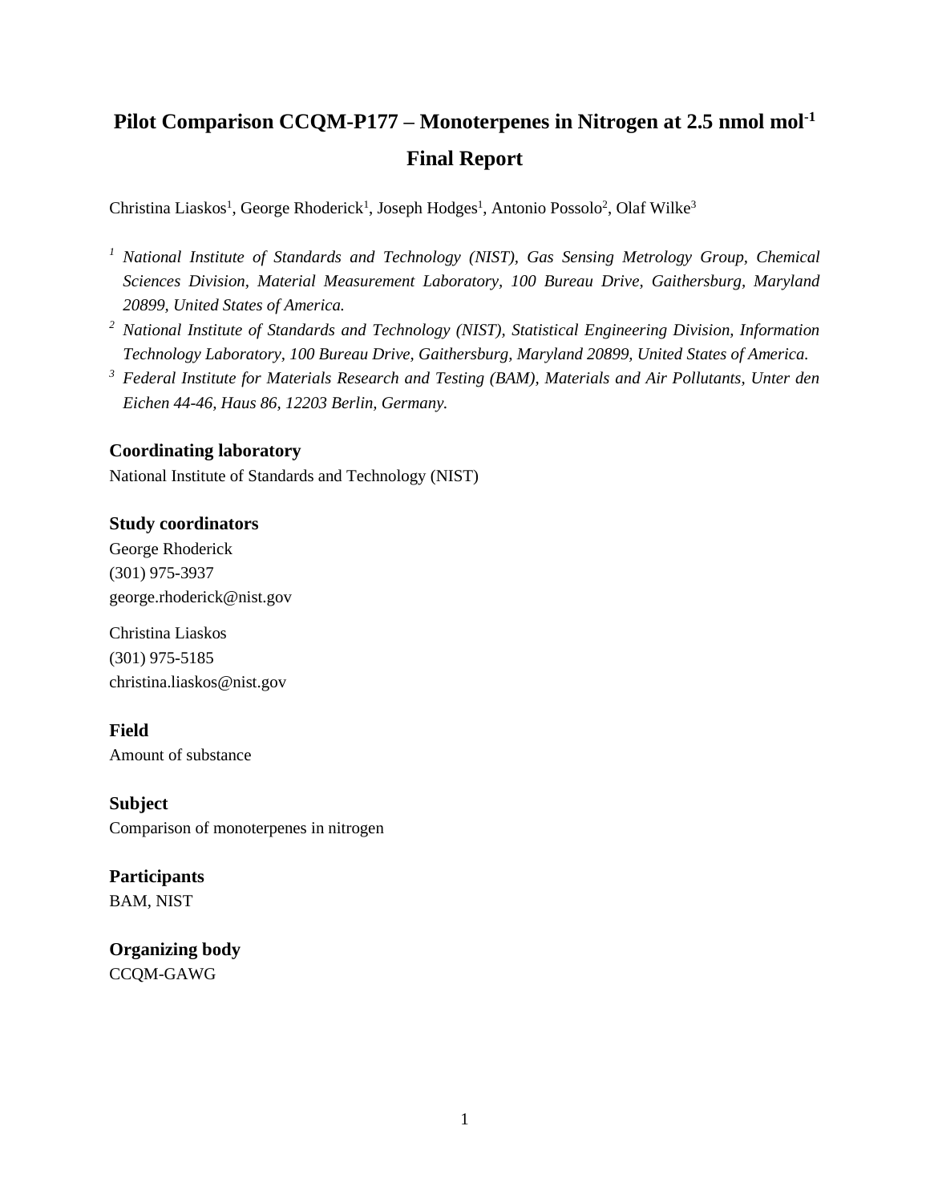# Pilot Comparison CCQM-P177 – Monoterpenes in Nitrogen at 2.5 nmol mol$^{-1}$

## Final Report

Christina Liaskos[1], George Rhoderick[1], Joseph Hodges[1], Antonio Possolo[2], Olaf Wilke[3]

*[1] National Institute of Standards and Technology (NIST), Gas Sensing Metrology Group, Chemical Sciences Division, Material Measurement Laboratory, 100 Bureau Drive, Gaithersburg, Maryland 20899, United States of America.*

*[2] National Institute of Standards and Technology (NIST), Statistical Engineering Division, Information Technology Laboratory, 100 Bureau Drive, Gaithersburg, Maryland 20899, United States of America.*

*[3] Federal Institute for Materials Research and Testing (BAM), Materials and Air Pollutants, Unter den Eichen 44-46, Haus 86, 12203 Berlin, Germany.*

### Coordinating laboratory

National Institute of Standards and Technology (NIST)

### Study coordinators

George Rhoderick
(301) 975-3937
george.rhoderick@nist.gov

Christina Liaskos
(301) 975-5185
christina.liaskos@nist.gov

### Field

Amount of substance

### Subject

Comparison of monoterpenes in nitrogen

### Participants

BAM, NIST

### Organizing body

CCQM-GAWG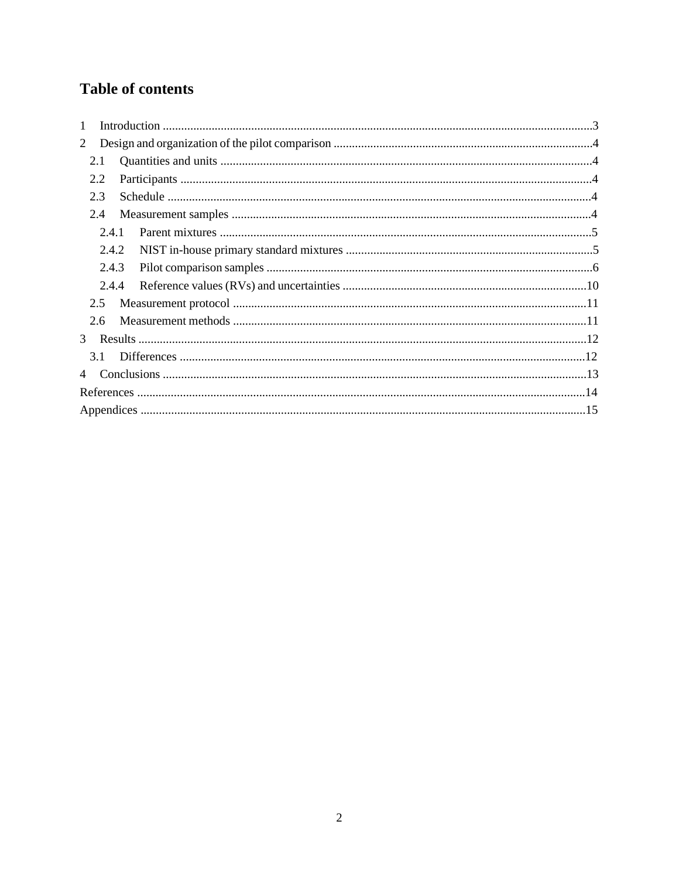# Table of contents

1 Introduction ....................................................................................................................................3
2 Design and organization of the pilot comparison ....................................................................................4
  2.1 Quantities and units ..........................................................................................................................4
  2.2 Participants ........................................................................................................................................4
  2.3 Schedule ............................................................................................................................................4
  2.4 Measurement samples .......................................................................................................................4
    2.4.1 Parent mixtures ...........................................................................................................................5
    2.4.2 NIST in-house primary standard mixtures ..................................................................................5
    2.4.3 Pilot comparison samples ...........................................................................................................6
    2.4.4 Reference values (RVs) and uncertainties .................................................................................10
  2.5 Measurement protocol ....................................................................................................................11
  2.6 Measurement methods ....................................................................................................................11
3 Results ..............................................................................................................................................12
  3.1 Differences .....................................................................................................................................12
4 Conclusions ......................................................................................................................................13
References ..........................................................................................................................................14
Appendices .........................................................................................................................................15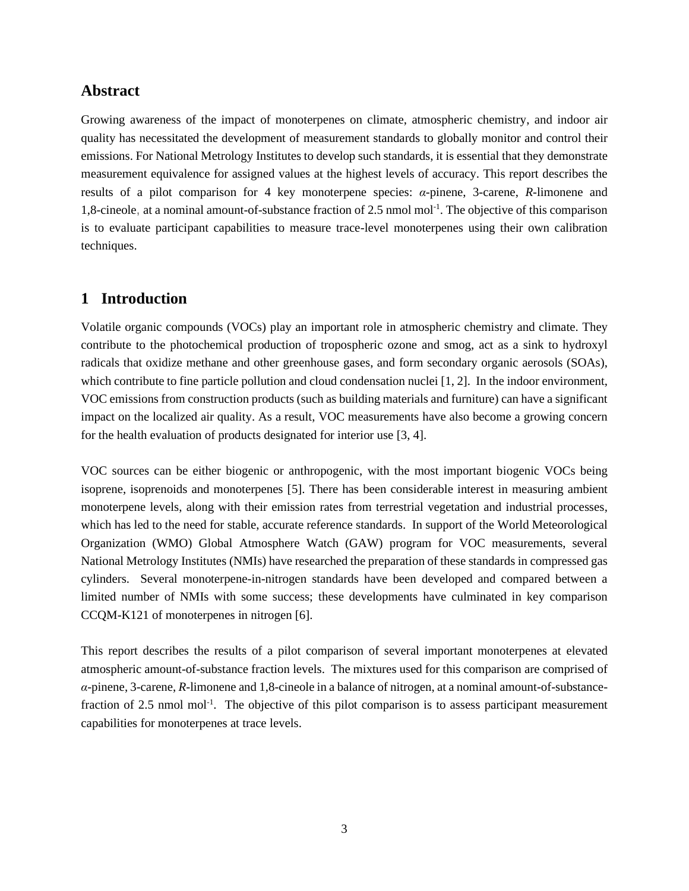## Abstract

Growing awareness of the impact of monoterpenes on climate, atmospheric chemistry, and indoor air quality has necessitated the development of measurement standards to globally monitor and control their emissions. For National Metrology Institutes to develop such standards, it is essential that they demonstrate measurement equivalence for assigned values at the highest levels of accuracy. This report describes the results of a pilot comparison for 4 key monoterpene species: *α*-pinene, 3-carene, *R*-limonene and 1,8-cineole, at a nominal amount-of-substance fraction of 2.5 nmol mol$^{-1}$. The objective of this comparison is to evaluate participant capabilities to measure trace-level monoterpenes using their own calibration techniques.

## 1 Introduction

Volatile organic compounds (VOCs) play an important role in atmospheric chemistry and climate. They contribute to the photochemical production of tropospheric ozone and smog, act as a sink to hydroxyl radicals that oxidize methane and other greenhouse gases, and form secondary organic aerosols (SOAs), which contribute to fine particle pollution and cloud condensation nuclei [1, 2]. In the indoor environment, VOC emissions from construction products (such as building materials and furniture) can have a significant impact on the localized air quality. As a result, VOC measurements have also become a growing concern for the health evaluation of products designated for interior use [3, 4].

VOC sources can be either biogenic or anthropogenic, with the most important biogenic VOCs being isoprene, isoprenoids and monoterpenes [5]. There has been considerable interest in measuring ambient monoterpene levels, along with their emission rates from terrestrial vegetation and industrial processes, which has led to the need for stable, accurate reference standards. In support of the World Meteorological Organization (WMO) Global Atmosphere Watch (GAW) program for VOC measurements, several National Metrology Institutes (NMIs) have researched the preparation of these standards in compressed gas cylinders. Several monoterpene-in-nitrogen standards have been developed and compared between a limited number of NMIs with some success; these developments have culminated in key comparison CCQM-K121 of monoterpenes in nitrogen [6].

This report describes the results of a pilot comparison of several important monoterpenes at elevated atmospheric amount-of-substance fraction levels. The mixtures used for this comparison are comprised of *α*-pinene, 3-carene, *R*-limonene and 1,8-cineole in a balance of nitrogen, at a nominal amount-of-substance-fraction of 2.5 nmol mol$^{-1}$. The objective of this pilot comparison is to assess participant measurement capabilities for monoterpenes at trace levels.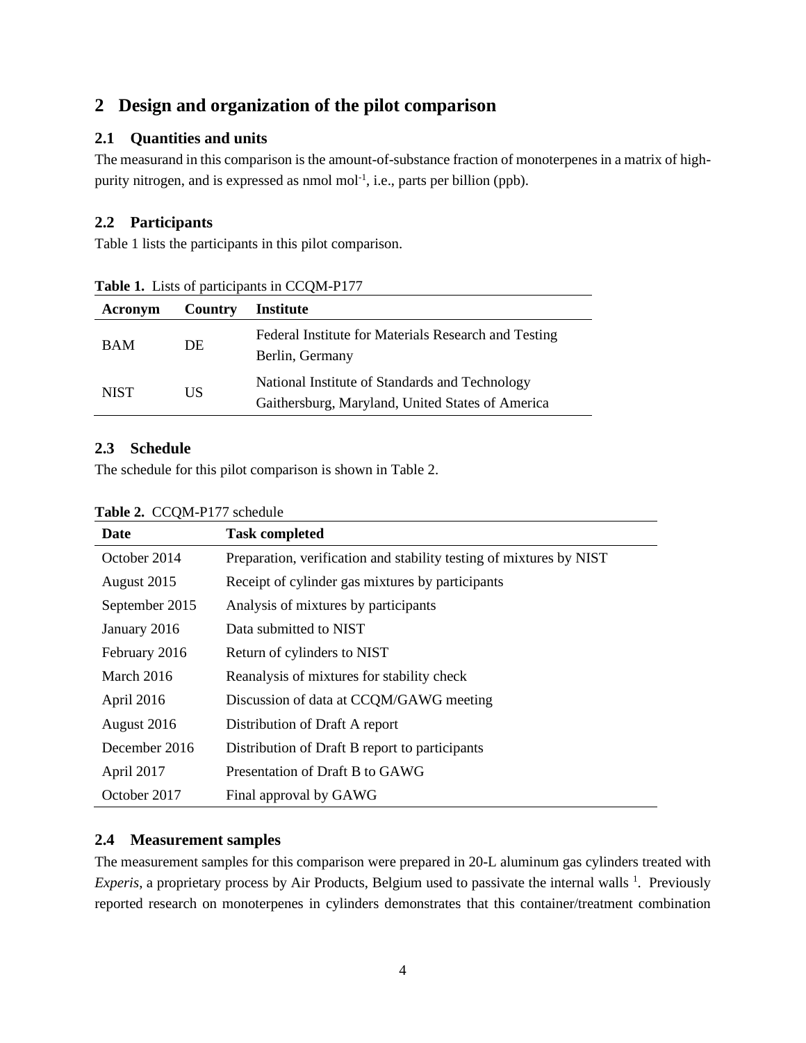## 2 Design and organization of the pilot comparison

### 2.1 Quantities and units

The measurand in this comparison is the amount-of-substance fraction of monoterpenes in a matrix of high-purity nitrogen, and is expressed as nmol $mol^{-1}$, i.e., parts per billion (ppb).

### 2.2 Participants

Table 1 lists the participants in this pilot comparison.

**Table 1.** Lists of participants in CCQM-P177

| Acronym | Country | Institute |
|---|---|---|
| BAM | DE | Federal Institute for Materials Research and Testing Berlin, Germany |
| NIST | US | National Institute of Standards and Technology Gaithersburg, Maryland, United States of America |

### 2.3 Schedule

The schedule for this pilot comparison is shown in Table 2.

**Table 2.** CCQM-P177 schedule

| Date | Task completed |
|---|---|
| October 2014 | Preparation, verification and stability testing of mixtures by NIST |
| August 2015 | Receipt of cylinder gas mixtures by participants |
| September 2015 | Analysis of mixtures by participants |
| January 2016 | Data submitted to NIST |
| February 2016 | Return of cylinders to NIST |
| March 2016 | Reanalysis of mixtures for stability check |
| April 2016 | Discussion of data at CCQM/GAWG meeting |
| August 2016 | Distribution of Draft A report |
| December 2016 | Distribution of Draft B report to participants |
| April 2017 | Presentation of Draft B to GAWG |
| October 2017 | Final approval by GAWG |

### 2.4 Measurement samples

The measurement samples for this comparison were prepared in 20-L aluminum gas cylinders treated with *Experis*, a proprietary process by Air Products, Belgium used to passivate the internal walls [1]. Previously reported research on monoterpenes in cylinders demonstrates that this container/treatment combination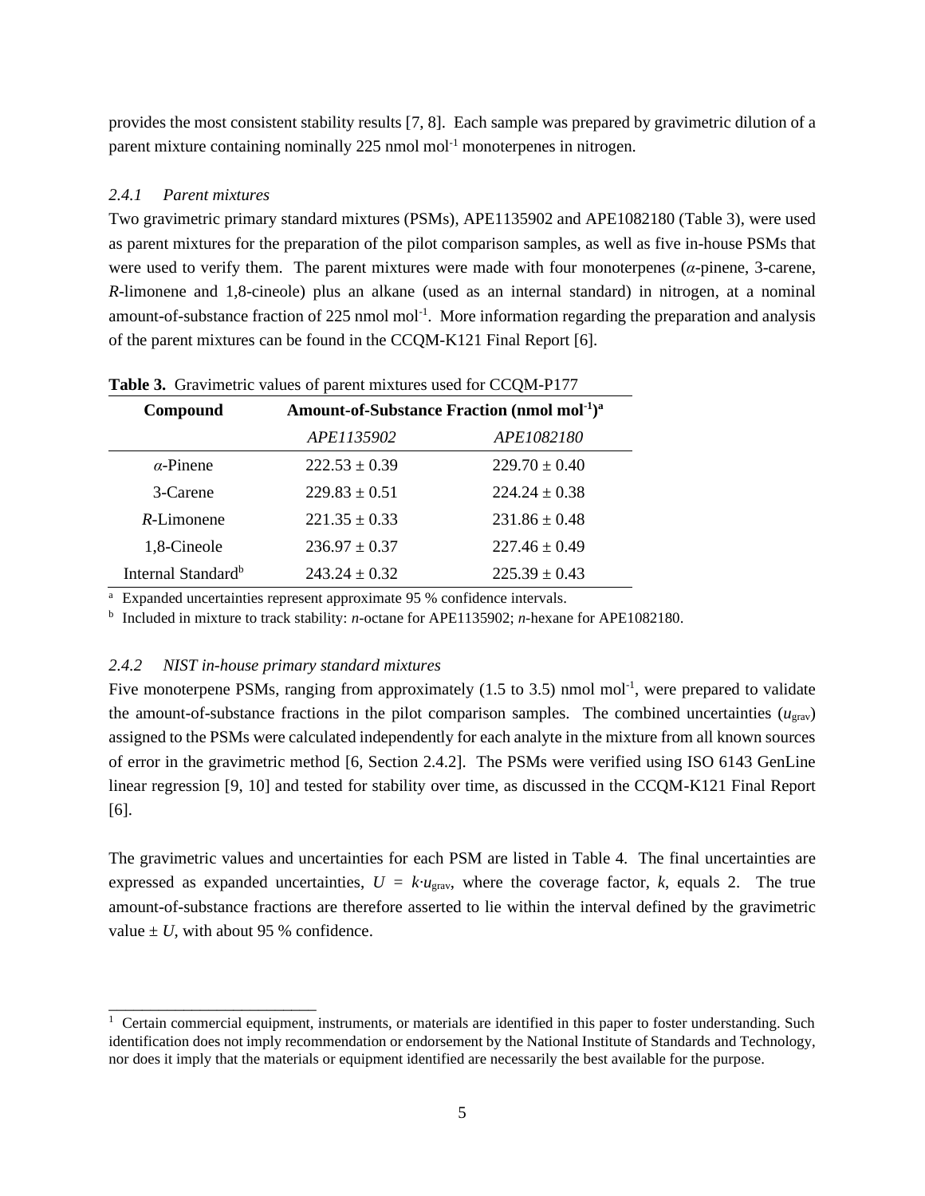provides the most consistent stability results [7, 8]. Each sample was prepared by gravimetric dilution of a parent mixture containing nominally 225 nmol mol$^{-1}$ monoterpenes in nitrogen.

#### *2.4.1 Parent mixtures*

Two gravimetric primary standard mixtures (PSMs), APE1135902 and APE1082180 (Table 3), were used as parent mixtures for the preparation of the pilot comparison samples, as well as five in-house PSMs that were used to verify them. The parent mixtures were made with four monoterpenes (*α*-pinene, 3-carene, *R*-limonene and 1,8-cineole) plus an alkane (used as an internal standard) in nitrogen, at a nominal amount-of-substance fraction of 225 nmol mol$^{-1}$. More information regarding the preparation and analysis of the parent mixtures can be found in the CCQM-K121 Final Report [6].

**Table 3.** Gravimetric values of parent mixtures used for CCQM-P177

| Compound | Amount-of-Substance Fraction (nmol mol$^{-1}$)[a] | |
|---|---|---|
| | *APE1135902* | *APE1082180* |
| *α*-Pinene | 222.53 ± 0.39 | 229.70 ± 0.40 |
| 3-Carene | 229.83 ± 0.51 | 224.24 ± 0.38 |
| *R*-Limonene | 221.35 ± 0.33 | 231.86 ± 0.48 |
| 1,8-Cineole | 236.97 ± 0.37 | 227.46 ± 0.49 |
| Internal Standard[b] | 243.24 ± 0.32 | 225.39 ± 0.43 |

[a] Expanded uncertainties represent approximate 95 % confidence intervals.
[b] Included in mixture to track stability: *n*-octane for APE1135902; *n*-hexane for APE1082180.

#### *2.4.2 NIST in-house primary standard mixtures*

Five monoterpene PSMs, ranging from approximately (1.5 to 3.5) nmol mol$^{-1}$, were prepared to validate the amount-of-substance fractions in the pilot comparison samples. The combined uncertainties ($u_{\text{grav}}$) assigned to the PSMs were calculated independently for each analyte in the mixture from all known sources of error in the gravimetric method [6, Section 2.4.2]. The PSMs were verified using ISO 6143 GenLine linear regression [9, 10] and tested for stability over time, as discussed in the CCQM-K121 Final Report [6].

The gravimetric values and uncertainties for each PSM are listed in Table 4. The final uncertainties are expressed as expanded uncertainties, $U = k \cdot u_{\text{grav}}$, where the coverage factor, $k$, equals 2. The true amount-of-substance fractions are therefore asserted to lie within the interval defined by the gravimetric value ± $U$, with about 95 % confidence.

[1] Certain commercial equipment, instruments, or materials are identified in this paper to foster understanding. Such identification does not imply recommendation or endorsement by the National Institute of Standards and Technology, nor does it imply that the materials or equipment identified are necessarily the best available for the purpose.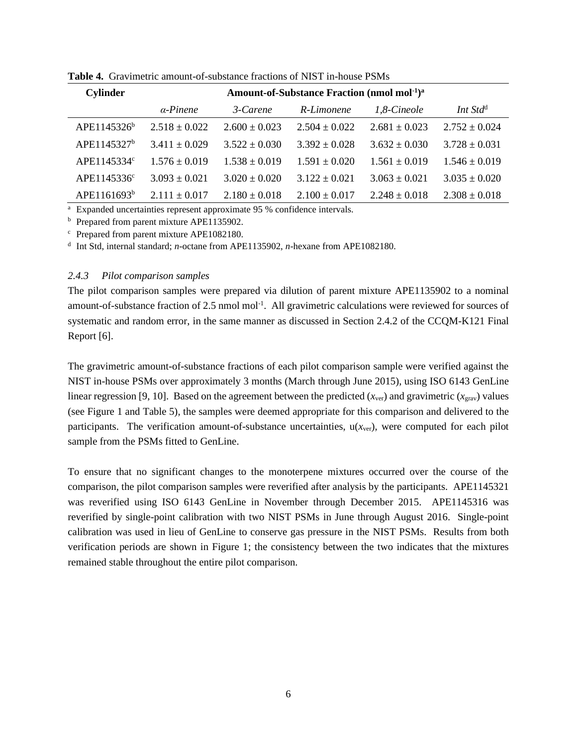**Table 4.** Gravimetric amount-of-substance fractions of NIST in-house PSMs

| Cylinder | Amount-of-Substance Fraction (nmol mol$^{-1}$)[a] | | | | |
|---|---|---|---|---|---|
| | *α-Pinene* | *3-Carene* | *R-Limonene* | *1,8-Cineole* | *Int Std*[d] |
| APE1145326[b] | 2.518 ± 0.022 | 2.600 ± 0.023 | 2.504 ± 0.022 | 2.681 ± 0.023 | 2.752 ± 0.024 |
| APE1145327[b] | 3.411 ± 0.029 | 3.522 ± 0.030 | 3.392 ± 0.028 | 3.632 ± 0.030 | 3.728 ± 0.031 |
| APE1145334[c] | 1.576 ± 0.019 | 1.538 ± 0.019 | 1.591 ± 0.020 | 1.561 ± 0.019 | 1.546 ± 0.019 |
| APE1145336[c] | 3.093 ± 0.021 | 3.020 ± 0.020 | 3.122 ± 0.021 | 3.063 ± 0.021 | 3.035 ± 0.020 |
| APE1161693[b] | 2.111 ± 0.017 | 2.180 ± 0.018 | 2.100 ± 0.017 | 2.248 ± 0.018 | 2.308 ± 0.018 |

[a] Expanded uncertainties represent approximate 95 % confidence intervals.
[b] Prepared from parent mixture APE1135902.
[c] Prepared from parent mixture APE1082180.
[d] Int Std, internal standard; *n*-octane from APE1135902, *n*-hexane from APE1082180.

### *2.4.3 Pilot comparison samples*

The pilot comparison samples were prepared via dilution of parent mixture APE1135902 to a nominal amount-of-substance fraction of 2.5 nmol mol$^{-1}$. All gravimetric calculations were reviewed for sources of systematic and random error, in the same manner as discussed in Section 2.4.2 of the CCQM-K121 Final Report [6].

The gravimetric amount-of-substance fractions of each pilot comparison sample were verified against the NIST in-house PSMs over approximately 3 months (March through June 2015), using ISO 6143 GenLine linear regression [9, 10]. Based on the agreement between the predicted ($x_{\text{ver}}$) and gravimetric ($x_{\text{grav}}$) values (see Figure 1 and Table 5), the samples were deemed appropriate for this comparison and delivered to the participants. The verification amount-of-substance uncertainties, $u(x_{\text{ver}})$, were computed for each pilot sample from the PSMs fitted to GenLine.

To ensure that no significant changes to the monoterpene mixtures occurred over the course of the comparison, the pilot comparison samples were reverified after analysis by the participants. APE1145321 was reverified using ISO 6143 GenLine in November through December 2015. APE1145316 was reverified by single-point calibration with two NIST PSMs in June through August 2016. Single-point calibration was used in lieu of GenLine to conserve gas pressure in the NIST PSMs. Results from both verification periods are shown in Figure 1; the consistency between the two indicates that the mixtures remained stable throughout the entire pilot comparison.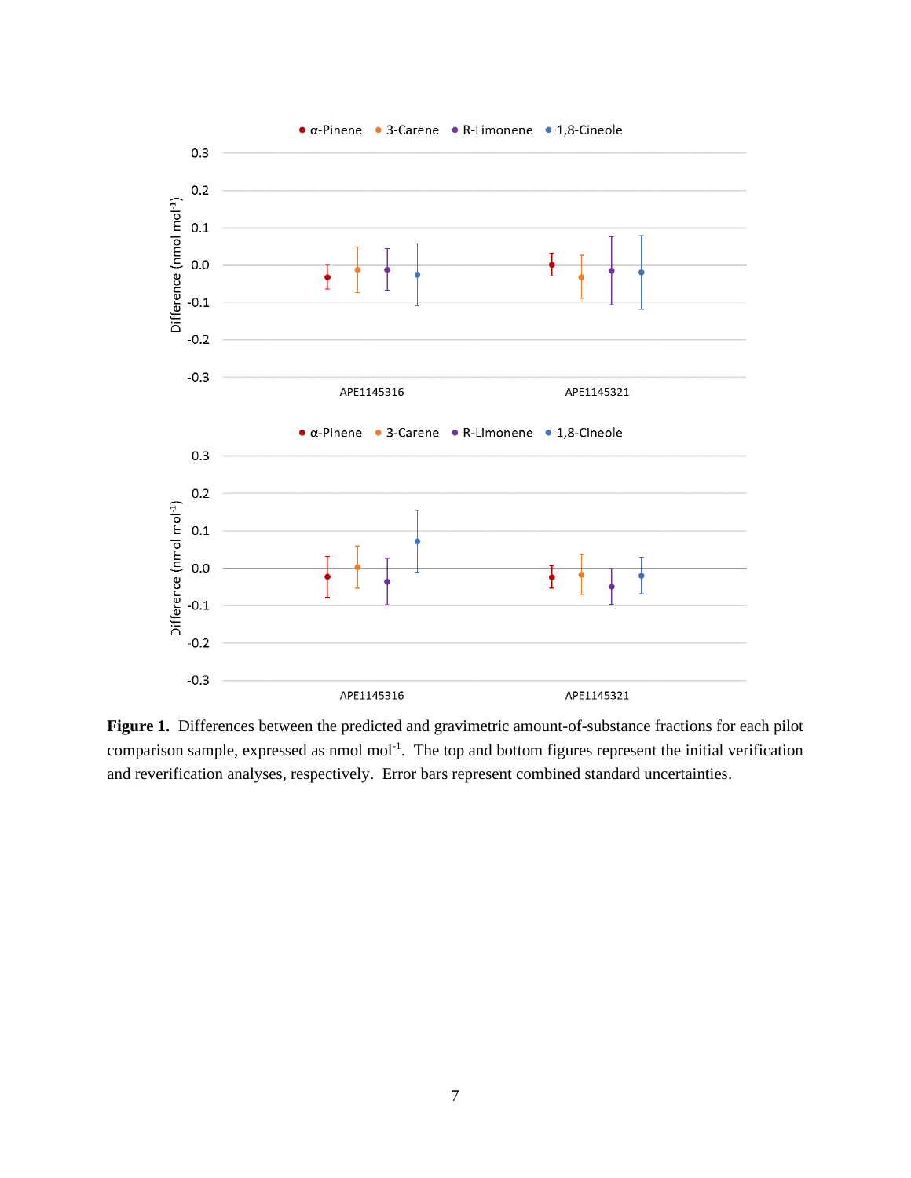**Figure 1.** Differences between the predicted and gravimetric amount-of-substance fractions for each pilot comparison sample, expressed as nmol $mol^{-1}$. The top and bottom figures represent the initial verification and reverification analyses, respectively. Error bars represent combined standard uncertainties.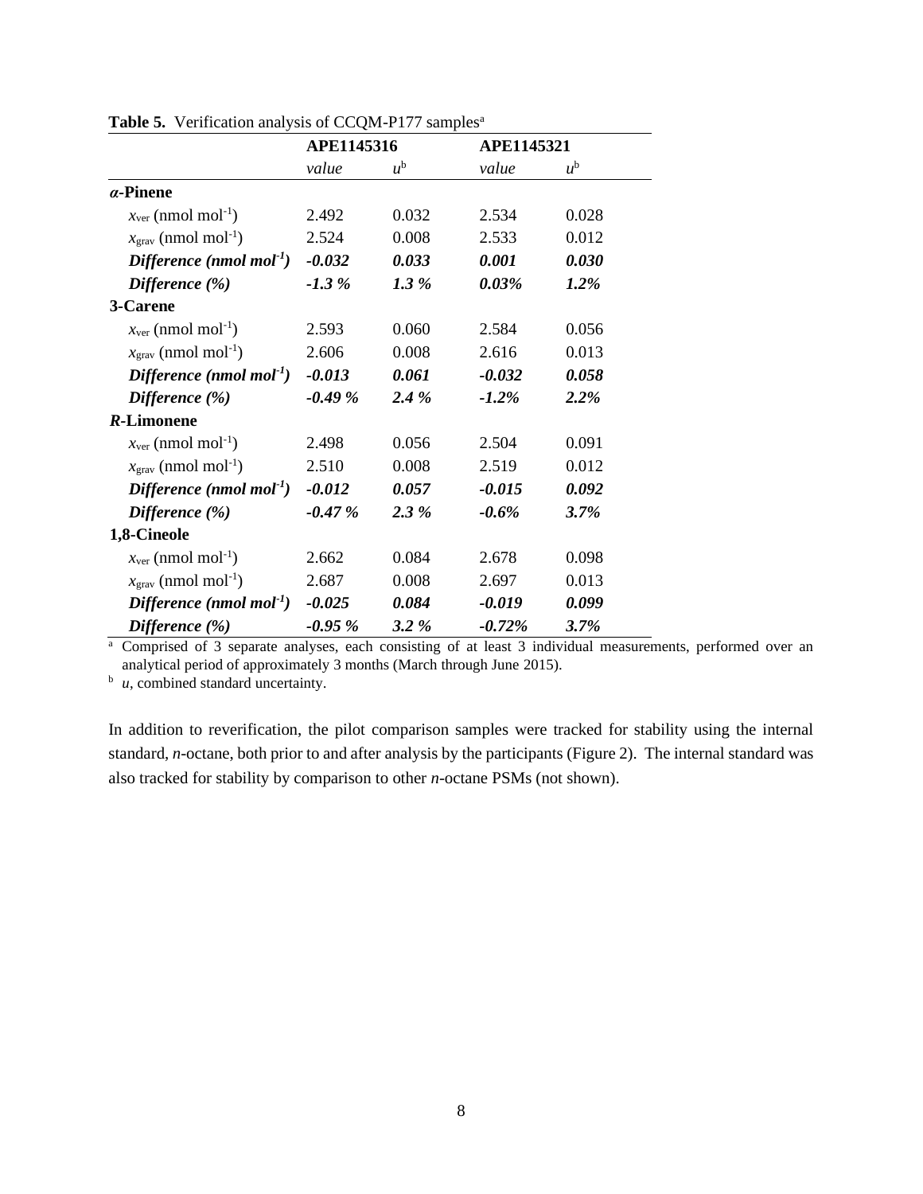**Table 5.** Verification analysis of CCQM-P177 samples[a]

| | APE1145316 | | APE1145321 | |
|---|---|---|---|---|
| | *value* | *u*[b] | *value* | *u*[b] |
| ***α*-Pinene** | | | | |
| $x_{ver}$ (nmol mol$^{-1}$) | 2.492 | 0.032 | 2.534 | 0.028 |
| $x_{grav}$ (nmol mol$^{-1}$) | 2.524 | 0.008 | 2.533 | 0.012 |
| ***Difference (nmol mol$^{-1}$)*** | ***-0.032*** | ***0.033*** | ***0.001*** | ***0.030*** |
| ***Difference (%)*** | ***-1.3 %*** | ***1.3 %*** | ***0.03%*** | ***1.2%*** |
| **3-Carene** | | | | |
| $x_{ver}$ (nmol mol$^{-1}$) | 2.593 | 0.060 | 2.584 | 0.056 |
| $x_{grav}$ (nmol mol$^{-1}$) | 2.606 | 0.008 | 2.616 | 0.013 |
| ***Difference (nmol mol$^{-1}$)*** | ***-0.013*** | ***0.061*** | ***-0.032*** | ***0.058*** |
| ***Difference (%)*** | ***-0.49 %*** | ***2.4 %*** | ***-1.2%*** | ***2.2%*** |
| ***R*-Limonene** | | | | |
| $x_{ver}$ (nmol mol$^{-1}$) | 2.498 | 0.056 | 2.504 | 0.091 |
| $x_{grav}$ (nmol mol$^{-1}$) | 2.510 | 0.008 | 2.519 | 0.012 |
| ***Difference (nmol mol$^{-1}$)*** | ***-0.012*** | ***0.057*** | ***-0.015*** | ***0.092*** |
| ***Difference (%)*** | ***-0.47 %*** | ***2.3 %*** | ***-0.6%*** | ***3.7%*** |
| **1,8-Cineole** | | | | |
| $x_{ver}$ (nmol mol$^{-1}$) | 2.662 | 0.084 | 2.678 | 0.098 |
| $x_{grav}$ (nmol mol$^{-1}$) | 2.687 | 0.008 | 2.697 | 0.013 |
| ***Difference (nmol mol$^{-1}$)*** | ***-0.025*** | ***0.084*** | ***-0.019*** | ***0.099*** |
| ***Difference (%)*** | ***-0.95 %*** | ***3.2 %*** | ***-0.72%*** | ***3.7%*** |

[a] Comprised of 3 separate analyses, each consisting of at least 3 individual measurements, performed over an analytical period of approximately 3 months (March through June 2015).
[b] *u*, combined standard uncertainty.

In addition to reverification, the pilot comparison samples were tracked for stability using the internal standard, *n*-octane, both prior to and after analysis by the participants (Figure 2). The internal standard was also tracked for stability by comparison to other *n*-octane PSMs (not shown).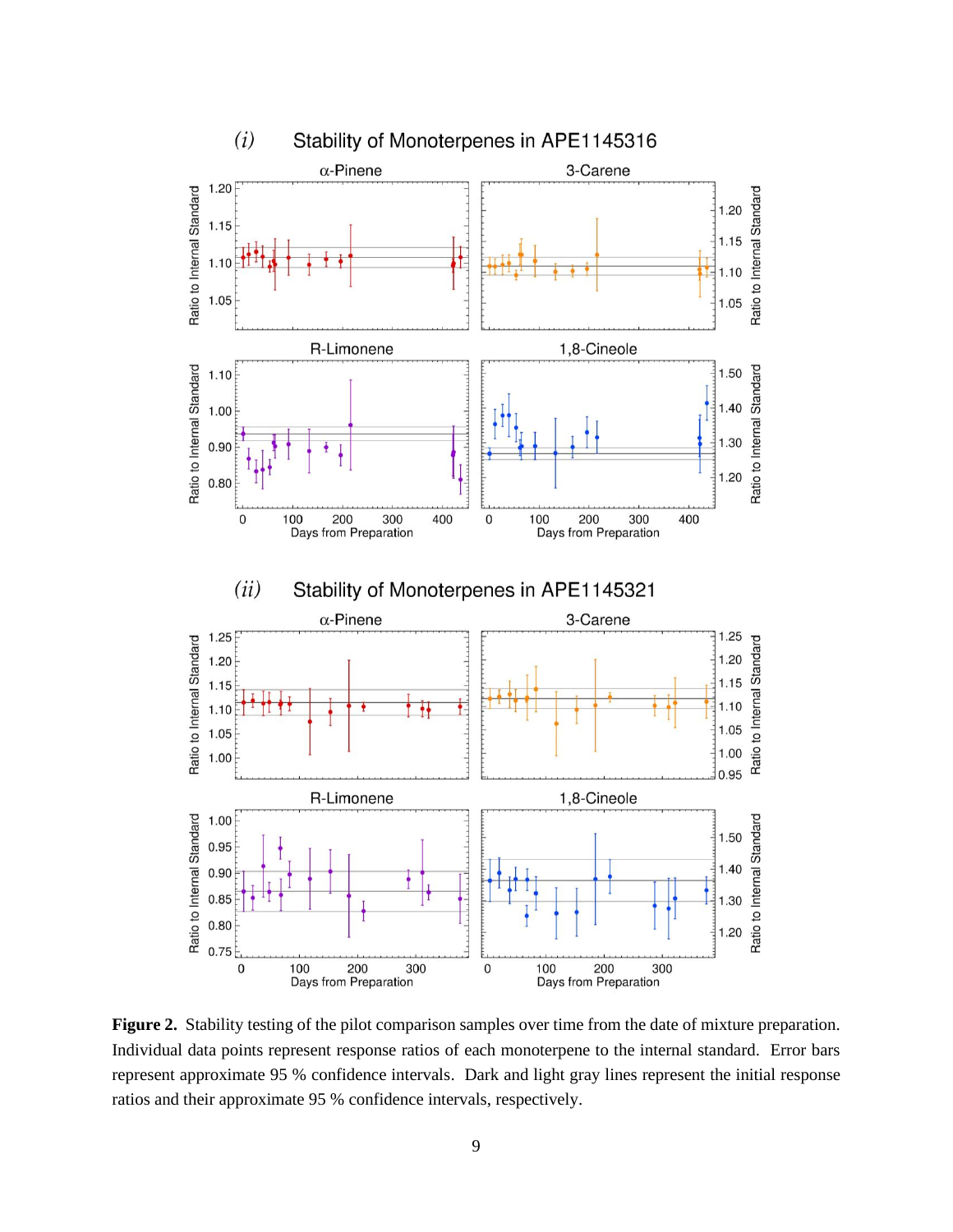**Figure 2.** Stability testing of the pilot comparison samples over time from the date of mixture preparation. Individual data points represent response ratios of each monoterpene to the internal standard. Error bars represent approximate 95 % confidence intervals. Dark and light gray lines represent the initial response ratios and their approximate 95 % confidence intervals, respectively.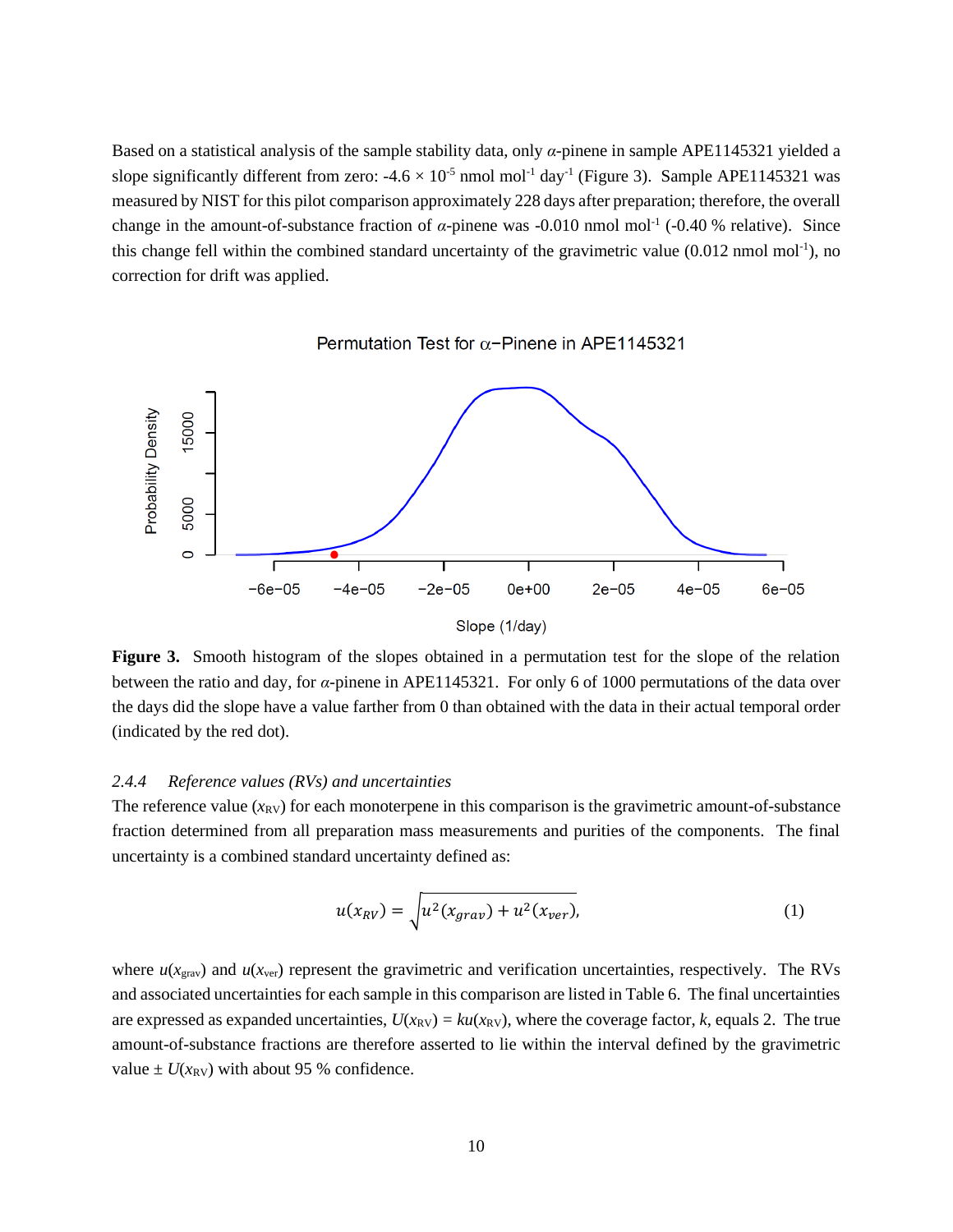Based on a statistical analysis of the sample stability data, only $\alpha$-pinene in sample APE1145321 yielded a slope significantly different from zero: -4.6 × $10^{-5}$ nmol $mol^{-1}$ $day^{-1}$ (Figure 3). Sample APE1145321 was measured by NIST for this pilot comparison approximately 228 days after preparation; therefore, the overall change in the amount-of-substance fraction of $\alpha$-pinene was -0.010 nmol $mol^{-1}$ (-0.40 % relative). Since this change fell within the combined standard uncertainty of the gravimetric value (0.012 nmol $mol^{-1}$), no correction for drift was applied.

**Figure 3.** Smooth histogram of the slopes obtained in a permutation test for the slope of the relation between the ratio and day, for $\alpha$-pinene in APE1145321. For only 6 of 1000 permutations of the data over the days did the slope have a value farther from 0 than obtained with the data in their actual temporal order (indicated by the red dot).

### *2.4.4 Reference values (RVs) and uncertainties*

The reference value ($x_{RV}$) for each monoterpene in this comparison is the gravimetric amount-of-substance fraction determined from all preparation mass measurements and purities of the components. The final uncertainty is a combined standard uncertainty defined as:

$$u(x_{RV}) = \sqrt{u^2(x_{grav}) + u^2(x_{ver})}, \tag{1}$$

where $u(x_{grav})$ and $u(x_{ver})$ represent the gravimetric and verification uncertainties, respectively. The RVs and associated uncertainties for each sample in this comparison are listed in Table 6. The final uncertainties are expressed as expanded uncertainties, $U(x_{RV}) = ku(x_{RV})$, where the coverage factor, $k$, equals 2. The true amount-of-substance fractions are therefore asserted to lie within the interval defined by the gravimetric value ± $U(x_{RV})$ with about 95 % confidence.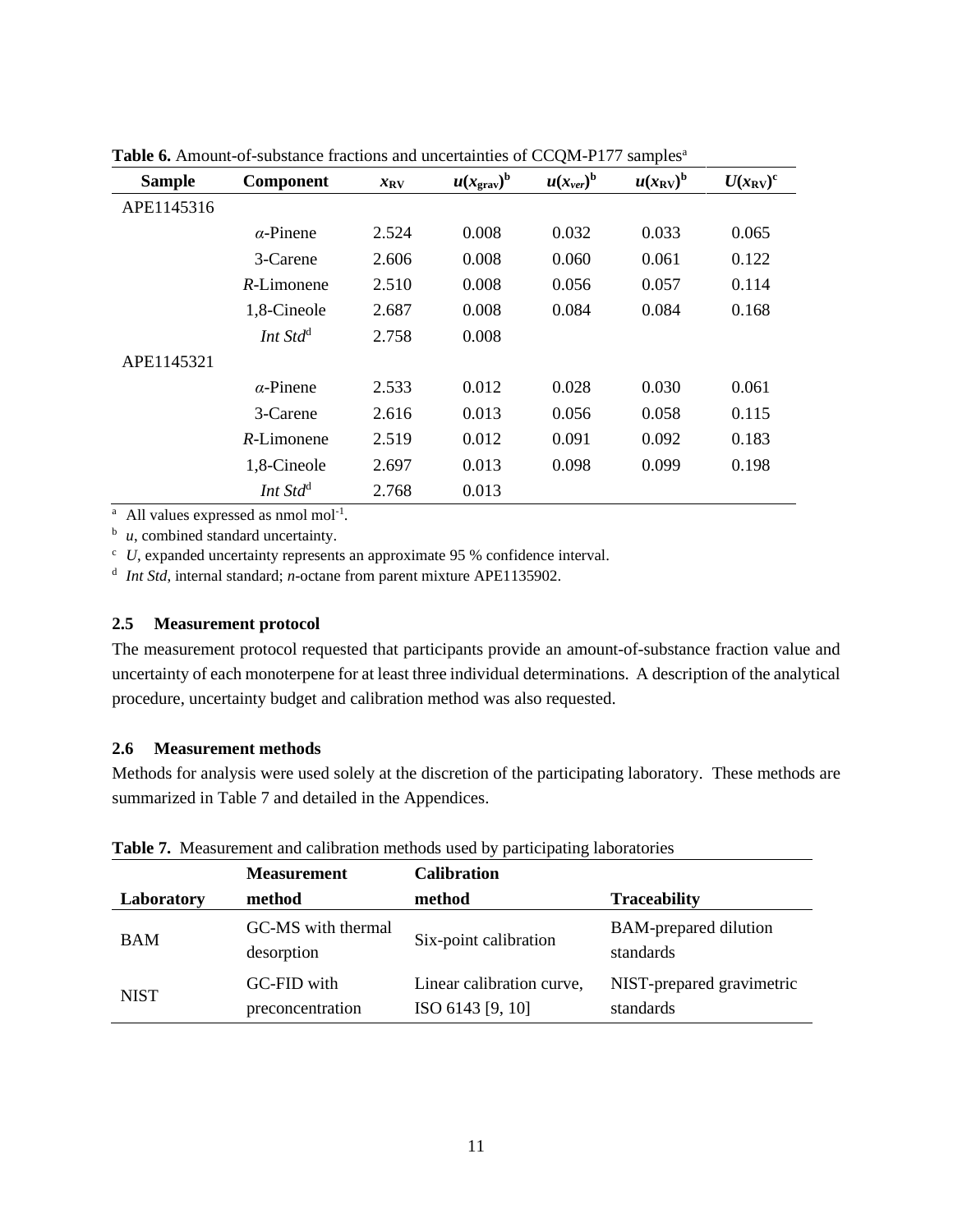**Table 6.** Amount-of-substance fractions and uncertainties of CCQM-P177 samples[a]

| Sample | Component | $x_{RV}$ | $u(x_{grav})$[b] | $u(x_{ver})$[b] | $u(x_{RV})$[b] | $U(x_{RV})$[c] |
|---|---|---|---|---|---|---|
| APE1145316 | | | | | | |
| | $\alpha$-Pinene | 2.524 | 0.008 | 0.032 | 0.033 | 0.065 |
| | 3-Carene | 2.606 | 0.008 | 0.060 | 0.061 | 0.122 |
| | *R*-Limonene | 2.510 | 0.008 | 0.056 | 0.057 | 0.114 |
| | 1,8-Cineole | 2.687 | 0.008 | 0.084 | 0.084 | 0.168 |
| | *Int Std*[d] | 2.758 | 0.008 | | | |
| APE1145321 | | | | | | |
| | $\alpha$-Pinene | 2.533 | 0.012 | 0.028 | 0.030 | 0.061 |
| | 3-Carene | 2.616 | 0.013 | 0.056 | 0.058 | 0.115 |
| | *R*-Limonene | 2.519 | 0.012 | 0.091 | 0.092 | 0.183 |
| | 1,8-Cineole | 2.697 | 0.013 | 0.098 | 0.099 | 0.198 |
| | *Int Std*[d] | 2.768 | 0.013 | | | |

[a] All values expressed as nmol mol$^{-1}$.

[b] *u*, combined standard uncertainty.

[c] *U*, expanded uncertainty represents an approximate 95 % confidence interval.

[d] *Int Std*, internal standard; *n*-octane from parent mixture APE1135902.

### 2.5 Measurement protocol

The measurement protocol requested that participants provide an amount-of-substance fraction value and uncertainty of each monoterpene for at least three individual determinations. A description of the analytical procedure, uncertainty budget and calibration method was also requested.

### 2.6 Measurement methods

Methods for analysis were used solely at the discretion of the participating laboratory. These methods are summarized in Table 7 and detailed in the Appendices.

**Table 7.** Measurement and calibration methods used by participating laboratories

| Laboratory | Measurement method | Calibration method | Traceability |
|---|---|---|---|
| BAM | GC-MS with thermal desorption | Six-point calibration | BAM-prepared dilution standards |
| NIST | GC-FID with preconcentration | Linear calibration curve, ISO 6143 [9, 10] | NIST-prepared gravimetric standards |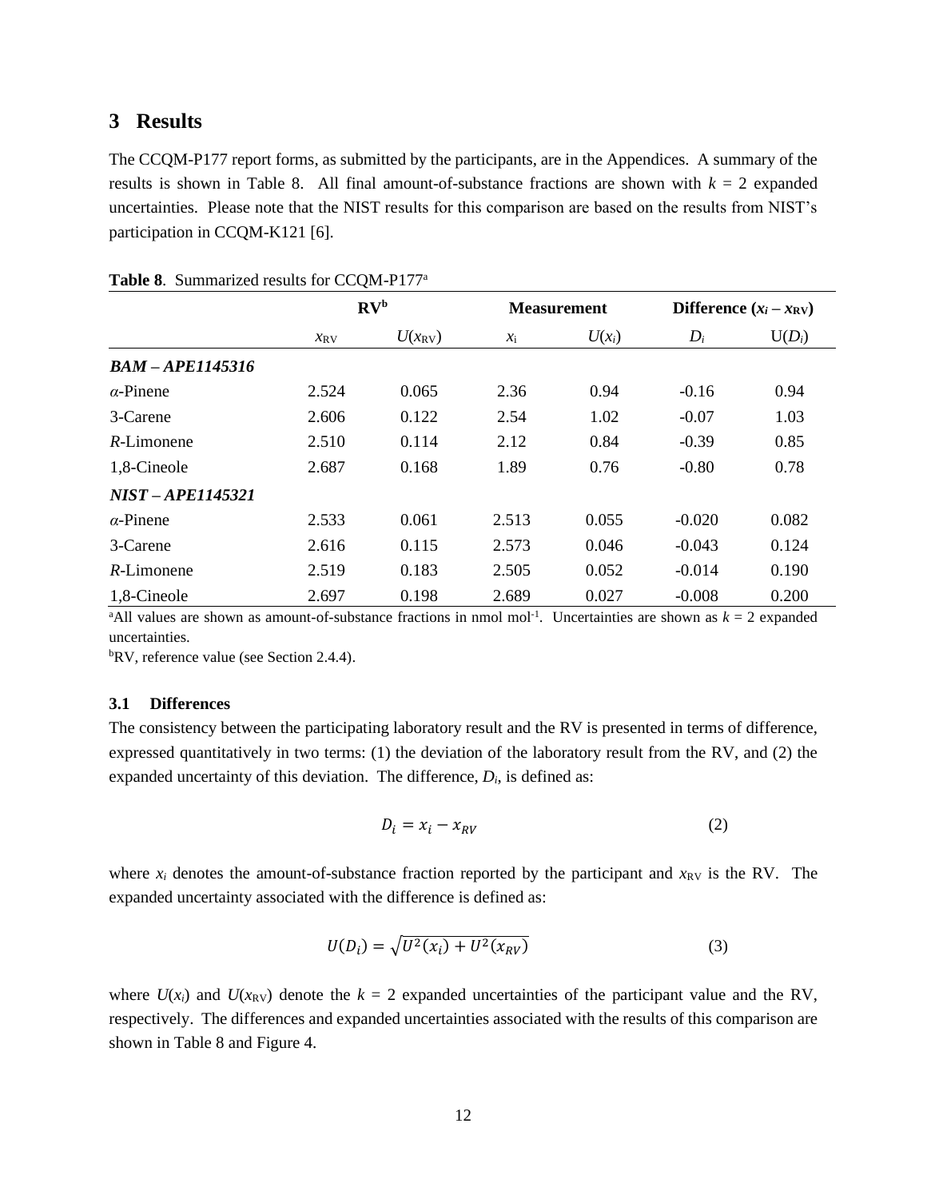## 3 Results

The CCQM-P177 report forms, as submitted by the participants, are in the Appendices. A summary of the results is shown in Table 8. All final amount-of-substance fractions are shown with $k = 2$ expanded uncertainties. Please note that the NIST results for this comparison are based on the results from NIST's participation in CCQM-K121 [6].

**Table 8**. Summarized results for CCQM-P177[a]

| | RV[b] | | Measurement | | Difference ($x_i - x_{RV}$) | |
|---|---|---|---|---|---|---|
| | $x_{RV}$ | $U(x_{RV})$ | $x_i$ | $U(x_i)$ | $D_i$ | $U(D_i)$ |
| ***BAM – APE1145316*** | | | | | | |
| $\alpha$-Pinene | 2.524 | 0.065 | 2.36 | 0.94 | -0.16 | 0.94 |
| 3-Carene | 2.606 | 0.122 | 2.54 | 1.02 | -0.07 | 1.03 |
| *R*-Limonene | 2.510 | 0.114 | 2.12 | 0.84 | -0.39 | 0.85 |
| 1,8-Cineole | 2.687 | 0.168 | 1.89 | 0.76 | -0.80 | 0.78 |
| ***NIST – APE1145321*** | | | | | | |
| $\alpha$-Pinene | 2.533 | 0.061 | 2.513 | 0.055 | -0.020 | 0.082 |
| 3-Carene | 2.616 | 0.115 | 2.573 | 0.046 | -0.043 | 0.124 |
| *R*-Limonene | 2.519 | 0.183 | 2.505 | 0.052 | -0.014 | 0.190 |
| 1,8-Cineole | 2.697 | 0.198 | 2.689 | 0.027 | -0.008 | 0.200 |

[a]All values are shown as amount-of-substance fractions in nmol mol$^{-1}$. Uncertainties are shown as $k = 2$ expanded uncertainties.

[b]RV, reference value (see Section 2.4.4).

### 3.1 Differences

The consistency between the participating laboratory result and the RV is presented in terms of difference, expressed quantitatively in two terms: (1) the deviation of the laboratory result from the RV, and (2) the expanded uncertainty of this deviation. The difference, $D_i$, is defined as:

$$D_i = x_i - x_{RV} \tag{2}$$

where $x_i$ denotes the amount-of-substance fraction reported by the participant and $x_{RV}$ is the RV. The expanded uncertainty associated with the difference is defined as:

$$U(D_i) = \sqrt{U^2(x_i) + U^2(x_{RV})} \tag{3}$$

where $U(x_i)$ and $U(x_{RV})$ denote the $k = 2$ expanded uncertainties of the participant value and the RV, respectively. The differences and expanded uncertainties associated with the results of this comparison are shown in Table 8 and Figure 4.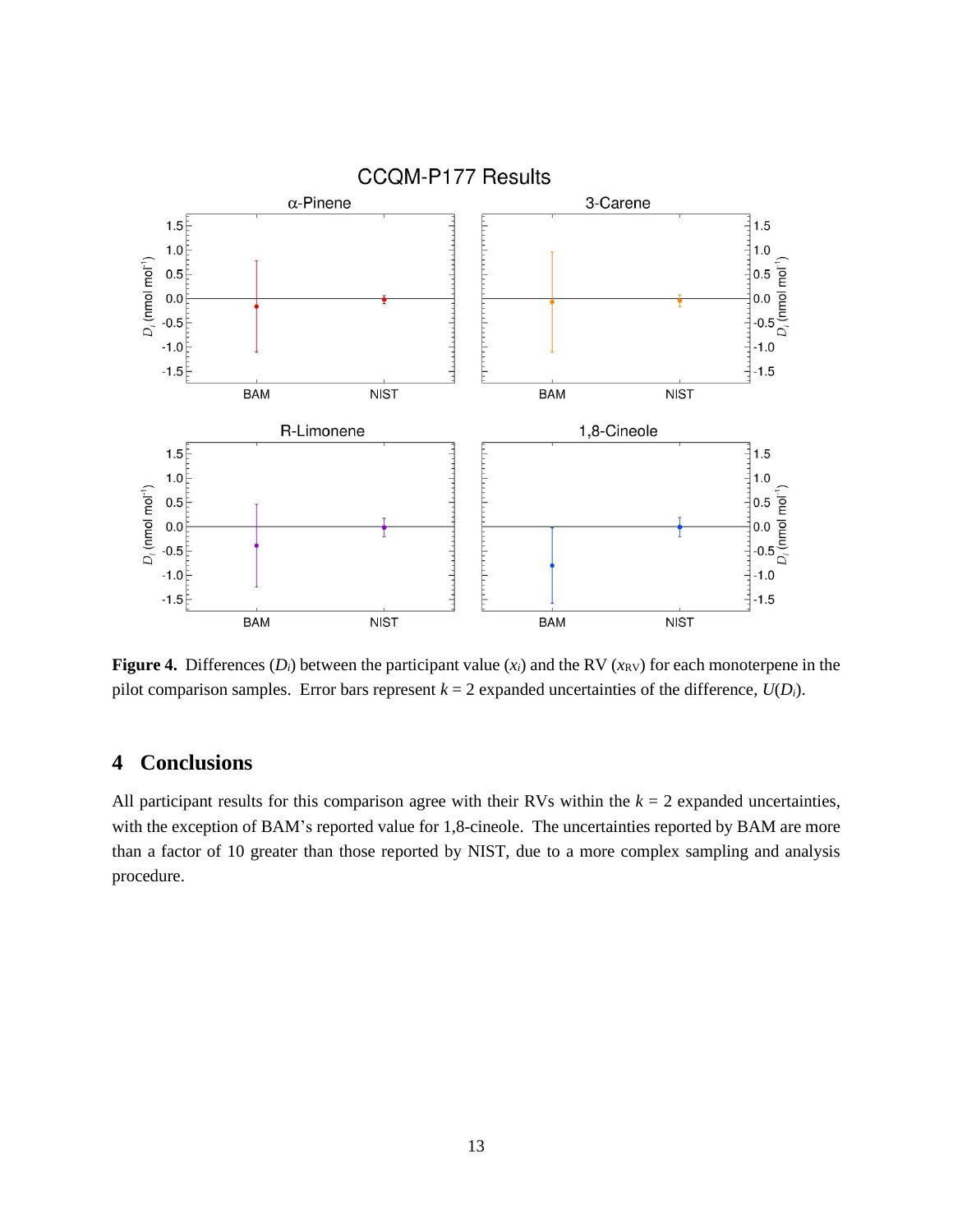**Figure 4.** Differences ($D_i$) between the participant value ($x_i$) and the RV ($x_{RV}$) for each monoterpene in the pilot comparison samples. Error bars represent $k = 2$ expanded uncertainties of the difference, $U(D_i)$.

## 4 Conclusions

All participant results for this comparison agree with their RVs within the $k = 2$ expanded uncertainties, with the exception of BAM's reported value for 1,8-cineole. The uncertainties reported by BAM are more than a factor of 10 greater than those reported by NIST, due to a more complex sampling and analysis procedure.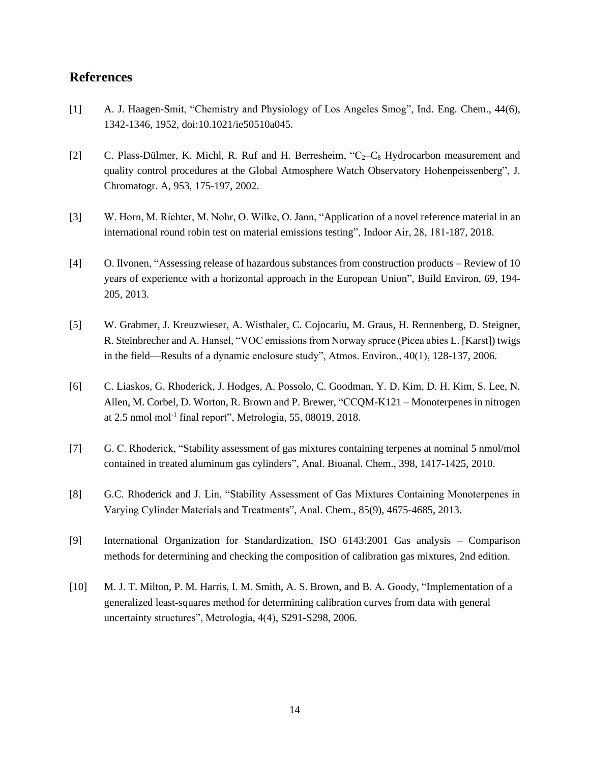## References

[1] A. J. Haagen-Smit, "Chemistry and Physiology of Los Angeles Smog", Ind. Eng. Chem., 44(6), 1342-1346, 1952, doi:10.1021/ie50510a045.

[2] C. Plass-Dülmer, K. Michl, R. Ruf and H. Berresheim, "$C_2$–$C_8$ Hydrocarbon measurement and quality control procedures at the Global Atmosphere Watch Observatory Hohenpeissenberg", J. Chromatogr. A, 953, 175-197, 2002.

[3] W. Horn, M. Richter, M. Nohr, O. Wilke, O. Jann, "Application of a novel reference material in an international round robin test on material emissions testing", Indoor Air, 28, 181-187, 2018.

[4] O. Ilvonen, "Assessing release of hazardous substances from construction products – Review of 10 years of experience with a horizontal approach in the European Union", Build Environ, 69, 194-205, 2013.

[5] W. Grabmer, J. Kreuzwieser, A. Wisthaler, C. Cojocariu, M. Graus, H. Rennenberg, D. Steigner, R. Steinbrecher and A. Hansel, "VOC emissions from Norway spruce (Picea abies L. [Karst]) twigs in the field—Results of a dynamic enclosure study", Atmos. Environ., 40(1), 128-137, 2006.

[6] C. Liaskos, G. Rhoderick, J. Hodges, A. Possolo, C. Goodman, Y. D. Kim, D. H. Kim, S. Lee, N. Allen, M. Corbel, D. Worton, R. Brown and P. Brewer, "CCQM-K121 – Monoterpenes in nitrogen at 2.5 nmol $mol^{-1}$ final report", Metrologia, 55, 08019, 2018.

[7] G. C. Rhoderick, "Stability assessment of gas mixtures containing terpenes at nominal 5 nmol/mol contained in treated aluminum gas cylinders", Anal. Bioanal. Chem., 398, 1417-1425, 2010.

[8] G.C. Rhoderick and J. Lin, "Stability Assessment of Gas Mixtures Containing Monoterpenes in Varying Cylinder Materials and Treatments", Anal. Chem., 85(9), 4675-4685, 2013.

[9] International Organization for Standardization, ISO 6143:2001 Gas analysis – Comparison methods for determining and checking the composition of calibration gas mixtures, 2nd edition.

[10] M. J. T. Milton, P. M. Harris, I. M. Smith, A. S. Brown, and B. A. Goody, "Implementation of a generalized least-squares method for determining calibration curves from data with general uncertainty structures", Metrologia, 4(4), S291-S298, 2006.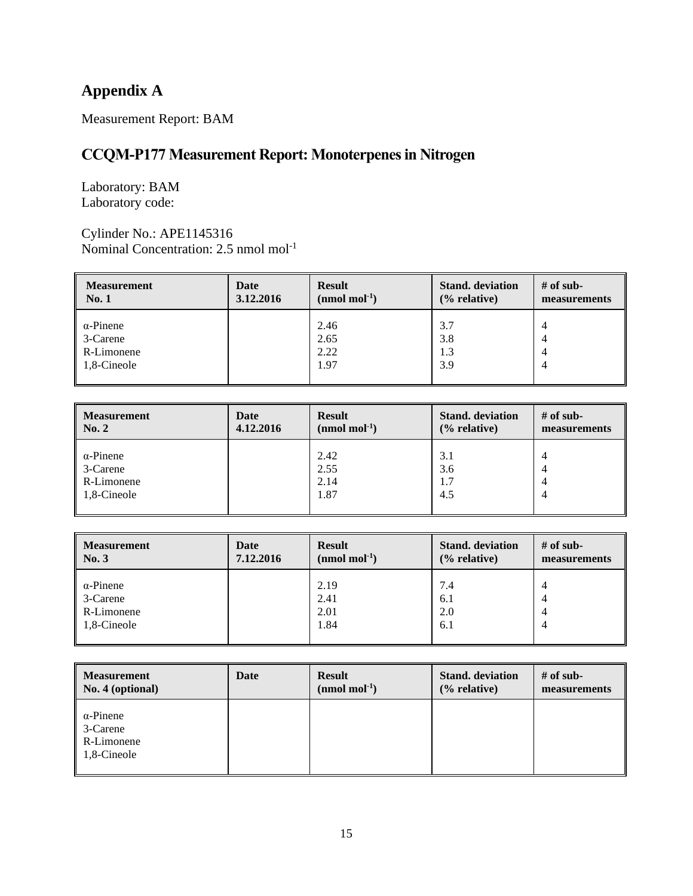## Appendix A

Measurement Report: BAM

## CCQM-P177 Measurement Report: Monoterpenes in Nitrogen

Laboratory: BAM
Laboratory code:

Cylinder No.: APE1145316
Nominal Concentration: 2.5 nmol mol$^{-1}$

| Measurement No. 1 | Date 3.12.2016 | Result (nmol mol$^{-1}$) | Stand. deviation (% relative) | # of sub-measurements |
|---|---|---|---|---|
| α-Pinene | | 2.46 | 3.7 | 4 |
| 3-Carene | | 2.65 | 3.8 | 4 |
| R-Limonene | | 2.22 | 1.3 | 4 |
| 1,8-Cineole | | 1.97 | 3.9 | 4 |

| Measurement No. 2 | Date 4.12.2016 | Result (nmol mol$^{-1}$) | Stand. deviation (% relative) | # of sub-measurements |
|---|---|---|---|---|
| α-Pinene | | 2.42 | 3.1 | 4 |
| 3-Carene | | 2.55 | 3.6 | 4 |
| R-Limonene | | 2.14 | 1.7 | 4 |
| 1,8-Cineole | | 1.87 | 4.5 | 4 |

| Measurement No. 3 | Date 7.12.2016 | Result (nmol mol$^{-1}$) | Stand. deviation (% relative) | # of sub-measurements |
|---|---|---|---|---|
| α-Pinene | | 2.19 | 7.4 | 4 |
| 3-Carene | | 2.41 | 6.1 | 4 |
| R-Limonene | | 2.01 | 2.0 | 4 |
| 1,8-Cineole | | 1.84 | 6.1 | 4 |

| Measurement No. 4 (optional) | Date | Result (nmol mol$^{-1}$) | Stand. deviation (% relative) | # of sub-measurements |
|---|---|---|---|---|
| α-Pinene | | | | |
| 3-Carene | | | | |
| R-Limonene | | | | |
| 1,8-Cineole | | | | |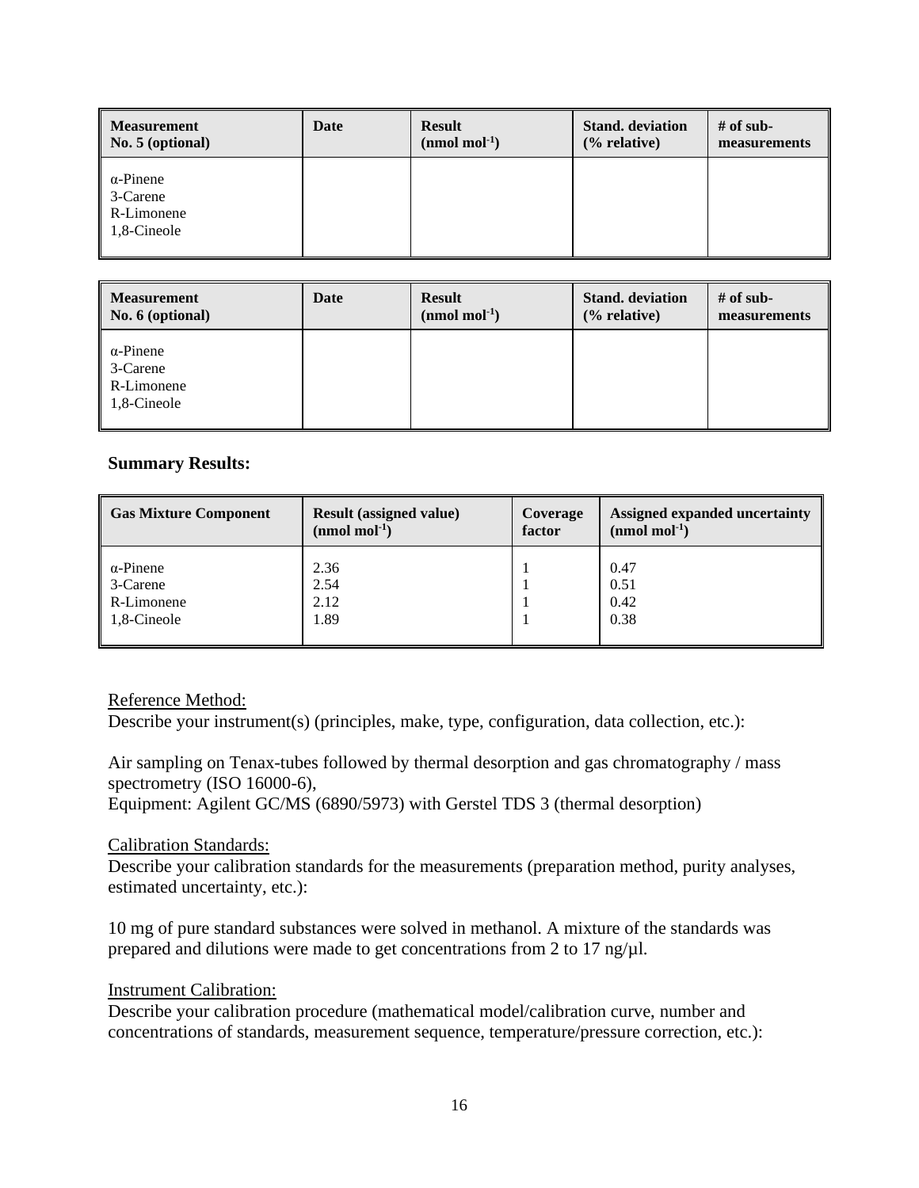| Measurement No. 5 (optional) | Date | Result (nmol mol$^{-1}$) | Stand. deviation (% relative) | # of sub-measurements |
|---|---|---|---|---|
| α-Pinene<br>3-Carene<br>R-Limonene<br>1,8-Cineole | | | | |

| Measurement No. 6 (optional) | Date | Result (nmol mol$^{-1}$) | Stand. deviation (% relative) | # of sub-measurements |
|---|---|---|---|---|
| α-Pinene<br>3-Carene<br>R-Limonene<br>1,8-Cineole | | | | |

**Summary Results:**

| Gas Mixture Component | Result (assigned value) (nmol mol$^{-1}$) | Coverage factor | Assigned expanded uncertainty (nmol mol$^{-1}$) |
|---|---|---|---|
| α-Pinene | 2.36 | 1 | 0.47 |
| 3-Carene | 2.54 | 1 | 0.51 |
| R-Limonene | 2.12 | 1 | 0.42 |
| 1,8-Cineole | 1.89 | 1 | 0.38 |

Reference Method:

Describe your instrument(s) (principles, make, type, configuration, data collection, etc.):

Air sampling on Tenax-tubes followed by thermal desorption and gas chromatography / mass spectrometry (ISO 16000-6),
Equipment: Agilent GC/MS (6890/5973) with Gerstel TDS 3 (thermal desorption)

Calibration Standards:

Describe your calibration standards for the measurements (preparation method, purity analyses, estimated uncertainty, etc.):

10 mg of pure standard substances were solved in methanol. A mixture of the standards was prepared and dilutions were made to get concentrations from 2 to 17 ng/µl.

Instrument Calibration:

Describe your calibration procedure (mathematical model/calibration curve, number and concentrations of standards, measurement sequence, temperature/pressure correction, etc.):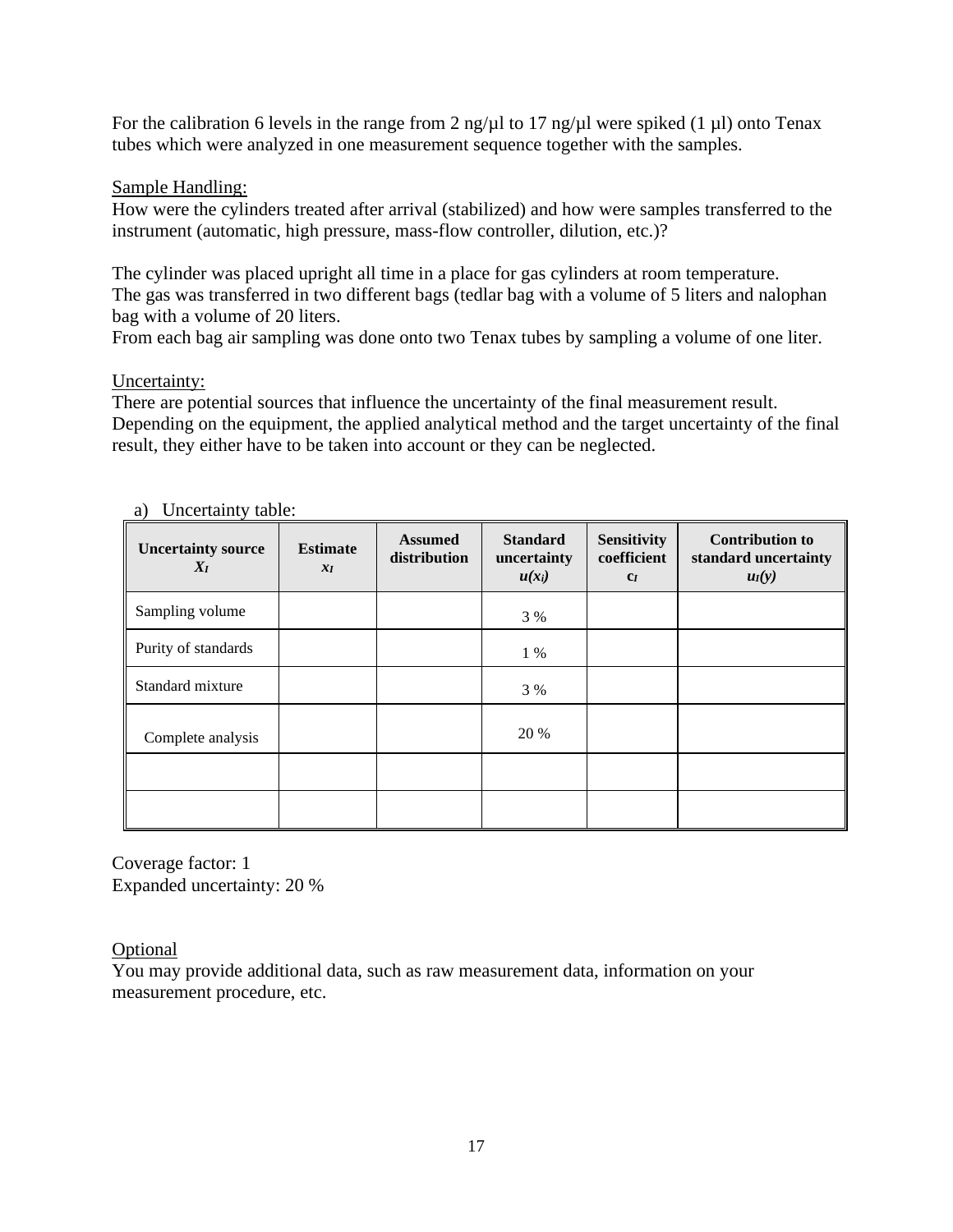For the calibration 6 levels in the range from 2 ng/µl to 17 ng/µl were spiked (1 µl) onto Tenax tubes which were analyzed in one measurement sequence together with the samples.

Sample Handling:

How were the cylinders treated after arrival (stabilized) and how were samples transferred to the instrument (automatic, high pressure, mass-flow controller, dilution, etc.)?

The cylinder was placed upright all time in a place for gas cylinders at room temperature.
The gas was transferred in two different bags (tedlar bag with a volume of 5 liters and nalophan bag with a volume of 20 liters.
From each bag air sampling was done onto two Tenax tubes by sampling a volume of one liter.

Uncertainty:

There are potential sources that influence the uncertainty of the final measurement result. Depending on the equipment, the applied analytical method and the target uncertainty of the final result, they either have to be taken into account or they can be neglected.

a) Uncertainty table:

| Uncertainty source $X_I$ | Estimate $x_I$ | Assumed distribution | Standard uncertainty $u(x_i)$ | Sensitivity coefficient $c_I$ | Contribution to standard uncertainty $u_I(y)$ |
|---|---|---|---|---|---|
| Sampling volume | | | 3 % | | |
| Purity of standards | | | 1 % | | |
| Standard mixture | | | 3 % | | |
| Complete analysis | | | 20 % | | |
| | | | | | |
| | | | | | |

Coverage factor: 1
Expanded uncertainty: 20 %

Optional

You may provide additional data, such as raw measurement data, information on your measurement procedure, etc.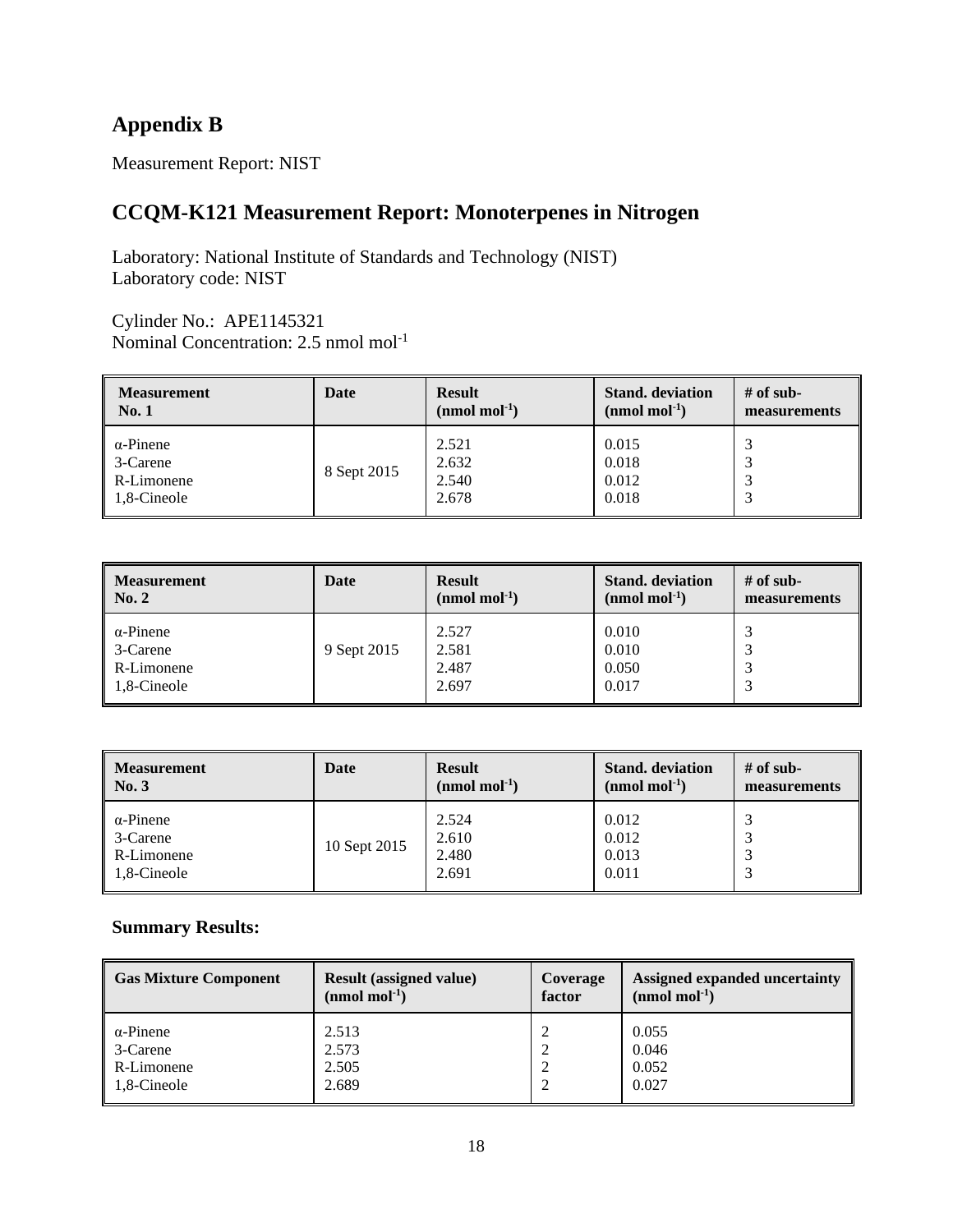# Appendix B

Measurement Report: NIST

## CCQM-K121 Measurement Report: Monoterpenes in Nitrogen

Laboratory: National Institute of Standards and Technology (NIST)
Laboratory code: NIST

Cylinder No.: APE1145321
Nominal Concentration: 2.5 nmol mol$^{-1}$

| Measurement No. 1 | Date | Result (nmol mol$^{-1}$) | Stand. deviation (nmol mol$^{-1}$) | # of sub-measurements |
|---|---|---|---|---|
| α-Pinene | 8 Sept 2015 | 2.521 | 0.015 | 3 |
| 3-Carene | | 2.632 | 0.018 | 3 |
| R-Limonene | | 2.540 | 0.012 | 3 |
| 1,8-Cineole | | 2.678 | 0.018 | 3 |

| Measurement No. 2 | Date | Result (nmol mol$^{-1}$) | Stand. deviation (nmol mol$^{-1}$) | # of sub-measurements |
|---|---|---|---|---|
| α-Pinene | 9 Sept 2015 | 2.527 | 0.010 | 3 |
| 3-Carene | | 2.581 | 0.010 | 3 |
| R-Limonene | | 2.487 | 0.050 | 3 |
| 1,8-Cineole | | 2.697 | 0.017 | 3 |

| Measurement No. 3 | Date | Result (nmol mol$^{-1}$) | Stand. deviation (nmol mol$^{-1}$) | # of sub-measurements |
|---|---|---|---|---|
| α-Pinene | 10 Sept 2015 | 2.524 | 0.012 | 3 |
| 3-Carene | | 2.610 | 0.012 | 3 |
| R-Limonene | | 2.480 | 0.013 | 3 |
| 1,8-Cineole | | 2.691 | 0.011 | 3 |

**Summary Results:**

| Gas Mixture Component | Result (assigned value) (nmol mol$^{-1}$) | Coverage factor | Assigned expanded uncertainty (nmol mol$^{-1}$) |
|---|---|---|---|
| α-Pinene | 2.513 | 2 | 0.055 |
| 3-Carene | 2.573 | 2 | 0.046 |
| R-Limonene | 2.505 | 2 | 0.052 |
| 1,8-Cineole | 2.689 | 2 | 0.027 |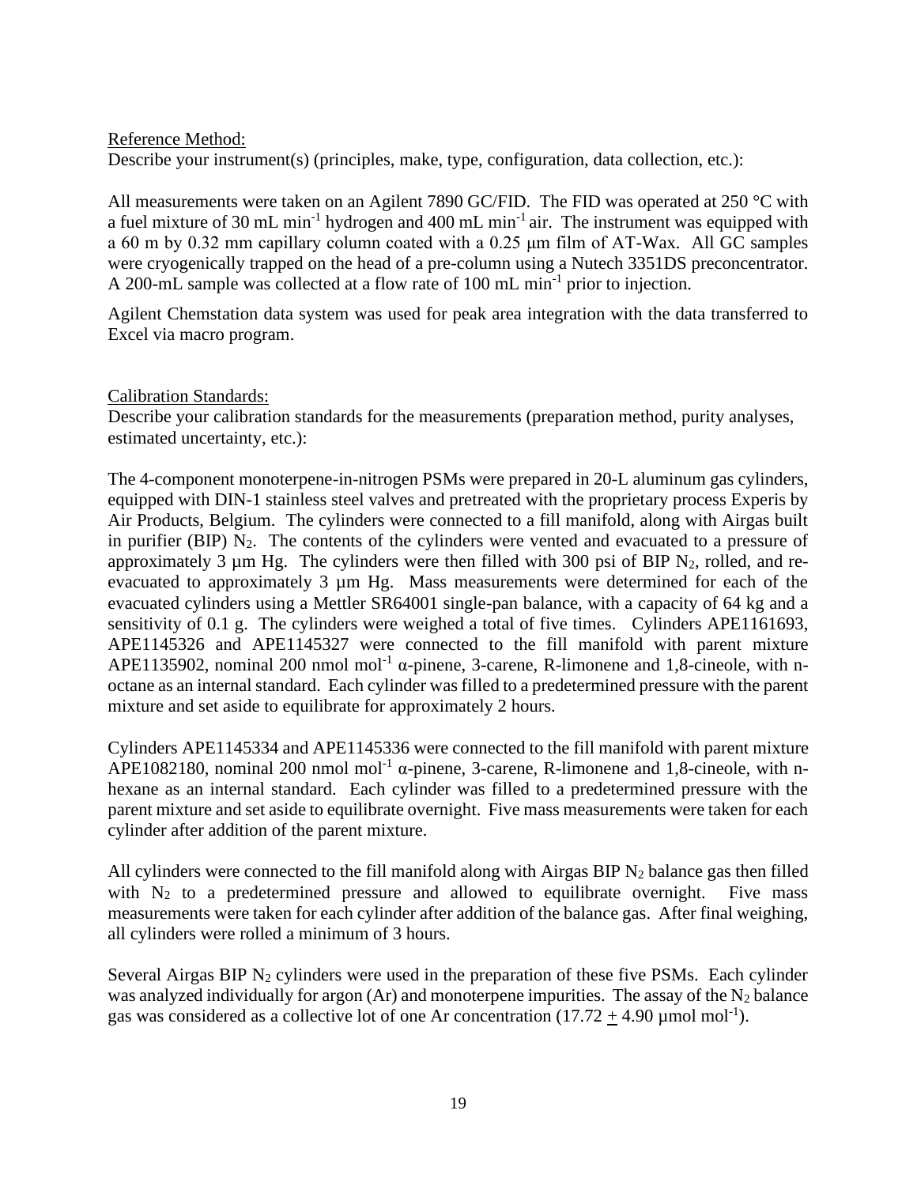Reference Method:

Describe your instrument(s) (principles, make, type, configuration, data collection, etc.):

All measurements were taken on an Agilent 7890 GC/FID. The FID was operated at 250 °C with a fuel mixture of 30 mL $min^{-1}$ hydrogen and 400 mL $min^{-1}$ air. The instrument was equipped with a 60 m by 0.32 mm capillary column coated with a 0.25 μm film of AT-Wax. All GC samples were cryogenically trapped on the head of a pre-column using a Nutech 3351DS preconcentrator. A 200-mL sample was collected at a flow rate of 100 mL $min^{-1}$ prior to injection.

Agilent Chemstation data system was used for peak area integration with the data transferred to Excel via macro program.

Calibration Standards:

Describe your calibration standards for the measurements (preparation method, purity analyses, estimated uncertainty, etc.):

The 4-component monoterpene-in-nitrogen PSMs were prepared in 20-L aluminum gas cylinders, equipped with DIN-1 stainless steel valves and pretreated with the proprietary process Experis by Air Products, Belgium. The cylinders were connected to a fill manifold, along with Airgas built in purifier (BIP) $N_2$. The contents of the cylinders were vented and evacuated to a pressure of approximately 3 μm Hg. The cylinders were then filled with 300 psi of BIP $N_2$, rolled, and re-evacuated to approximately 3 μm Hg. Mass measurements were determined for each of the evacuated cylinders using a Mettler SR64001 single-pan balance, with a capacity of 64 kg and a sensitivity of 0.1 g. The cylinders were weighed a total of five times. Cylinders APE1161693, APE1145326 and APE1145327 were connected to the fill manifold with parent mixture APE1135902, nominal 200 nmol $mol^{-1}$ α-pinene, 3-carene, R-limonene and 1,8-cineole, with n-octane as an internal standard. Each cylinder was filled to a predetermined pressure with the parent mixture and set aside to equilibrate for approximately 2 hours.

Cylinders APE1145334 and APE1145336 were connected to the fill manifold with parent mixture APE1082180, nominal 200 nmol $mol^{-1}$ α-pinene, 3-carene, R-limonene and 1,8-cineole, with n-hexane as an internal standard. Each cylinder was filled to a predetermined pressure with the parent mixture and set aside to equilibrate overnight. Five mass measurements were taken for each cylinder after addition of the parent mixture.

All cylinders were connected to the fill manifold along with Airgas BIP $N_2$ balance gas then filled with $N_2$ to a predetermined pressure and allowed to equilibrate overnight. Five mass measurements were taken for each cylinder after addition of the balance gas. After final weighing, all cylinders were rolled a minimum of 3 hours.

Several Airgas BIP $N_2$ cylinders were used in the preparation of these five PSMs. Each cylinder was analyzed individually for argon (Ar) and monoterpene impurities. The assay of the $N_2$ balance gas was considered as a collective lot of one Ar concentration (17.72 $\pm$ 4.90 μmol $mol^{-1}$).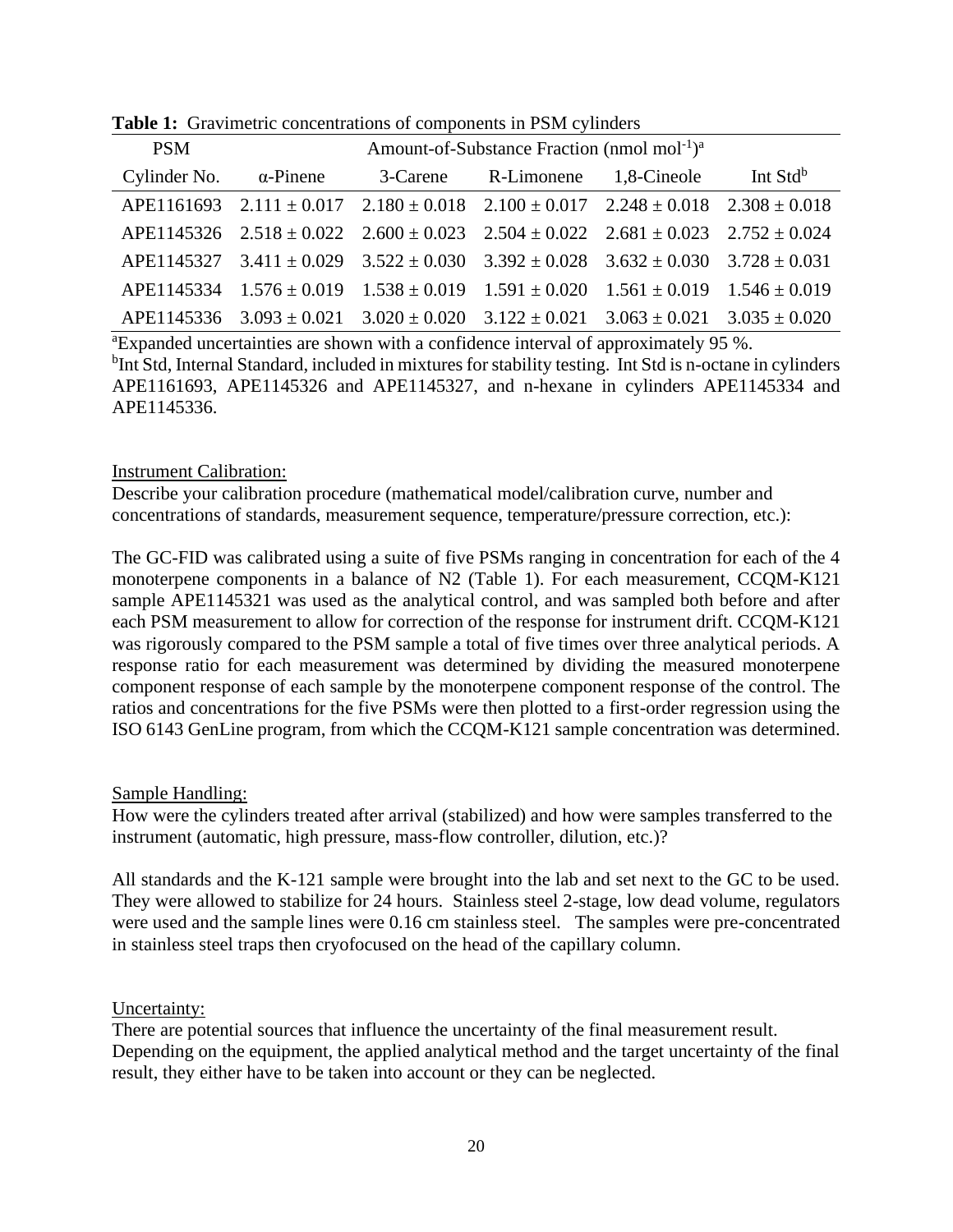**Table 1:** Gravimetric concentrations of components in PSM cylinders

| PSM | Amount-of-Substance Fraction (nmol mol$^{-1}$)[a] | | | | |
|---|---|---|---|---|---|
| Cylinder No. | α-Pinene | 3-Carene | R-Limonene | 1,8-Cineole | Int Std[b] |
| APE1161693 | 2.111 ± 0.017 | 2.180 ± 0.018 | 2.100 ± 0.017 | 2.248 ± 0.018 | 2.308 ± 0.018 |
| APE1145326 | 2.518 ± 0.022 | 2.600 ± 0.023 | 2.504 ± 0.022 | 2.681 ± 0.023 | 2.752 ± 0.024 |
| APE1145327 | 3.411 ± 0.029 | 3.522 ± 0.030 | 3.392 ± 0.028 | 3.632 ± 0.030 | 3.728 ± 0.031 |
| APE1145334 | 1.576 ± 0.019 | 1.538 ± 0.019 | 1.591 ± 0.020 | 1.561 ± 0.019 | 1.546 ± 0.019 |
| APE1145336 | 3.093 ± 0.021 | 3.020 ± 0.020 | 3.122 ± 0.021 | 3.063 ± 0.021 | 3.035 ± 0.020 |

[a]Expanded uncertainties are shown with a confidence interval of approximately 95 %.
[b]Int Std, Internal Standard, included in mixtures for stability testing. Int Std is n-octane in cylinders APE1161693, APE1145326 and APE1145327, and n-hexane in cylinders APE1145334 and APE1145336.

Instrument Calibration:

Describe your calibration procedure (mathematical model/calibration curve, number and concentrations of standards, measurement sequence, temperature/pressure correction, etc.):

The GC-FID was calibrated using a suite of five PSMs ranging in concentration for each of the 4 monoterpene components in a balance of $N_2$ (Table 1). For each measurement, CCQM-K121 sample APE1145321 was used as the analytical control, and was sampled both before and after each PSM measurement to allow for correction of the response for instrument drift. CCQM-K121 was rigorously compared to the PSM sample a total of five times over three analytical periods. A response ratio for each measurement was determined by dividing the measured monoterpene component response of each sample by the monoterpene component response of the control. The ratios and concentrations for the five PSMs were then plotted to a first-order regression using the ISO 6143 GenLine program, from which the CCQM-K121 sample concentration was determined.

Sample Handling:

How were the cylinders treated after arrival (stabilized) and how were samples transferred to the instrument (automatic, high pressure, mass-flow controller, dilution, etc.)?

All standards and the K-121 sample were brought into the lab and set next to the GC to be used. They were allowed to stabilize for 24 hours. Stainless steel 2-stage, low dead volume, regulators were used and the sample lines were 0.16 cm stainless steel. The samples were pre-concentrated in stainless steel traps then cryofocused on the head of the capillary column.

Uncertainty:

There are potential sources that influence the uncertainty of the final measurement result. Depending on the equipment, the applied analytical method and the target uncertainty of the final result, they either have to be taken into account or they can be neglected.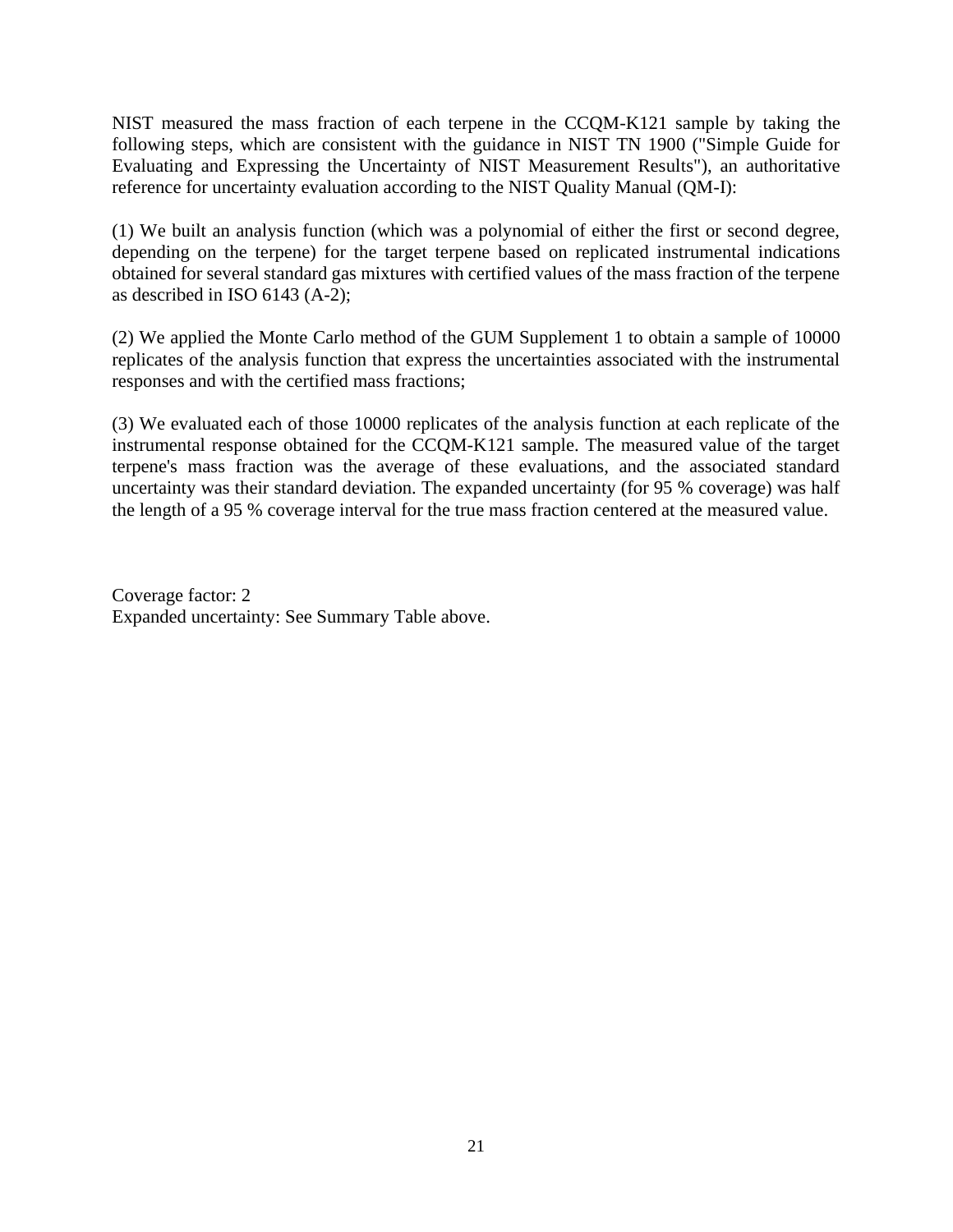NIST measured the mass fraction of each terpene in the CCQM-K121 sample by taking the following steps, which are consistent with the guidance in NIST TN 1900 ("Simple Guide for Evaluating and Expressing the Uncertainty of NIST Measurement Results"), an authoritative reference for uncertainty evaluation according to the NIST Quality Manual (QM-I):

(1) We built an analysis function (which was a polynomial of either the first or second degree, depending on the terpene) for the target terpene based on replicated instrumental indications obtained for several standard gas mixtures with certified values of the mass fraction of the terpene as described in ISO 6143 (A-2);

(2) We applied the Monte Carlo method of the GUM Supplement 1 to obtain a sample of 10000 replicates of the analysis function that express the uncertainties associated with the instrumental responses and with the certified mass fractions;

(3) We evaluated each of those 10000 replicates of the analysis function at each replicate of the instrumental response obtained for the CCQM-K121 sample. The measured value of the target terpene's mass fraction was the average of these evaluations, and the associated standard uncertainty was their standard deviation. The expanded uncertainty (for 95 % coverage) was half the length of a 95 % coverage interval for the true mass fraction centered at the measured value.

Coverage factor: 2
Expanded uncertainty: See Summary Table above.